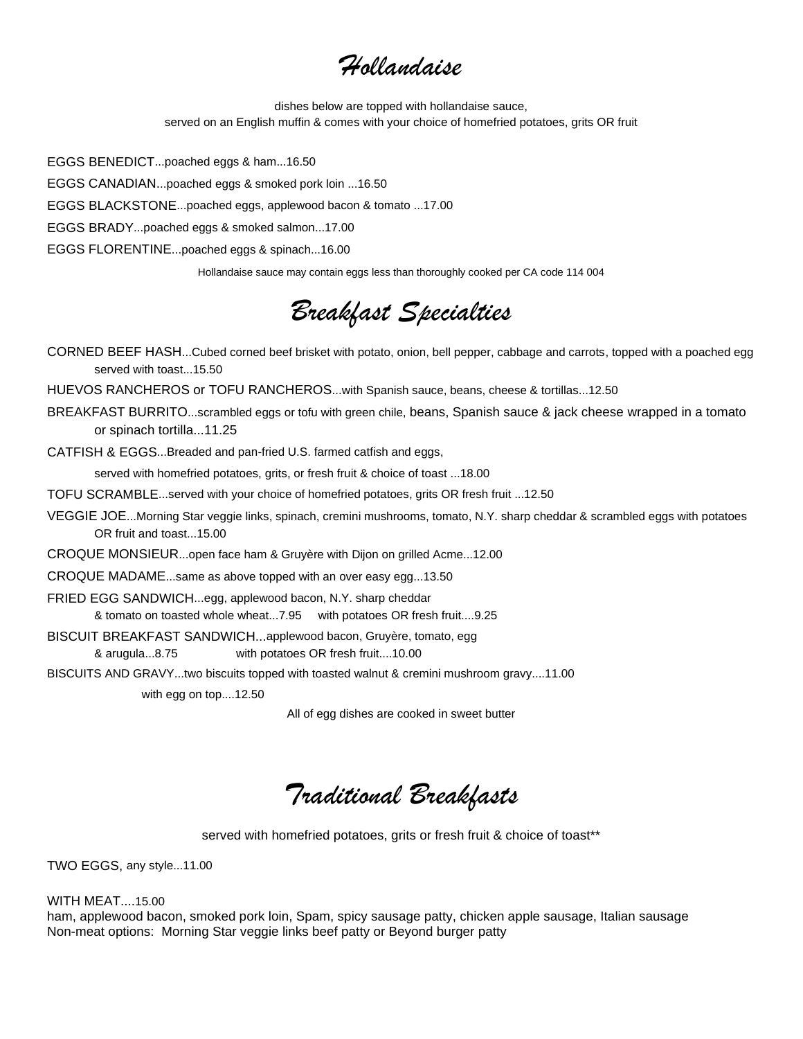# *Hollandaise*

dishes below are topped with hollandaise sauce,
served on an English muffin & comes with your choice of homefried potatoes, grits OR fruit

EGGS BENEDICT...poached eggs & ham...16.50

EGGS CANADIAN...poached eggs & smoked pork loin ...16.50

EGGS BLACKSTONE...poached eggs, applewood bacon & tomato ...17.00

EGGS BRADY...poached eggs & smoked salmon...17.00

EGGS FLORENTINE...poached eggs & spinach...16.00

Hollandaise sauce may contain eggs less than thoroughly cooked per CA code 114 004

# *Breakfast Specialties*

CORNED BEEF HASH...Cubed corned beef brisket with potato, onion, bell pepper, cabbage and carrots, topped with a poached egg served with toast...15.50

HUEVOS RANCHEROS or TOFU RANCHEROS...with Spanish sauce, beans, cheese & tortillas...12.50

BREAKFAST BURRITO...scrambled eggs or tofu with green chile, beans, Spanish sauce & jack cheese wrapped in a tomato or spinach tortilla...11.25

CATFISH & EGGS...Breaded and pan-fried U.S. farmed catfish and eggs,
served with homefried potatoes, grits, or fresh fruit & choice of toast ...18.00

TOFU SCRAMBLE...served with your choice of homefried potatoes, grits OR fresh fruit ...12.50

VEGGIE JOE...Morning Star veggie links, spinach, cremini mushrooms, tomato, N.Y. sharp cheddar & scrambled eggs with potatoes OR fruit and toast...15.00

CROQUE MONSIEUR...open face ham & Gruyère with Dijon on grilled Acme...12.00

CROQUE MADAME...same as above topped with an over easy egg...13.50

FRIED EGG SANDWICH...egg, applewood bacon, N.Y. sharp cheddar
& tomato on toasted whole wheat...7.95 with potatoes OR fresh fruit....9.25

BISCUIT BREAKFAST SANDWICH...applewood bacon, Gruyère, tomato, egg
& arugula...8.75 with potatoes OR fresh fruit....10.00

BISCUITS AND GRAVY...two biscuits topped with toasted walnut & cremini mushroom gravy....11.00
with egg on top....12.50

All of egg dishes are cooked in sweet butter

# *Traditional Breakfasts*

served with homefried potatoes, grits or fresh fruit & choice of toast**

TWO EGGS, any style...11.00

WITH MEAT....15.00
ham, applewood bacon, smoked pork loin, Spam, spicy sausage patty, chicken apple sausage, Italian sausage
Non-meat options: Morning Star veggie links beef patty or Beyond burger patty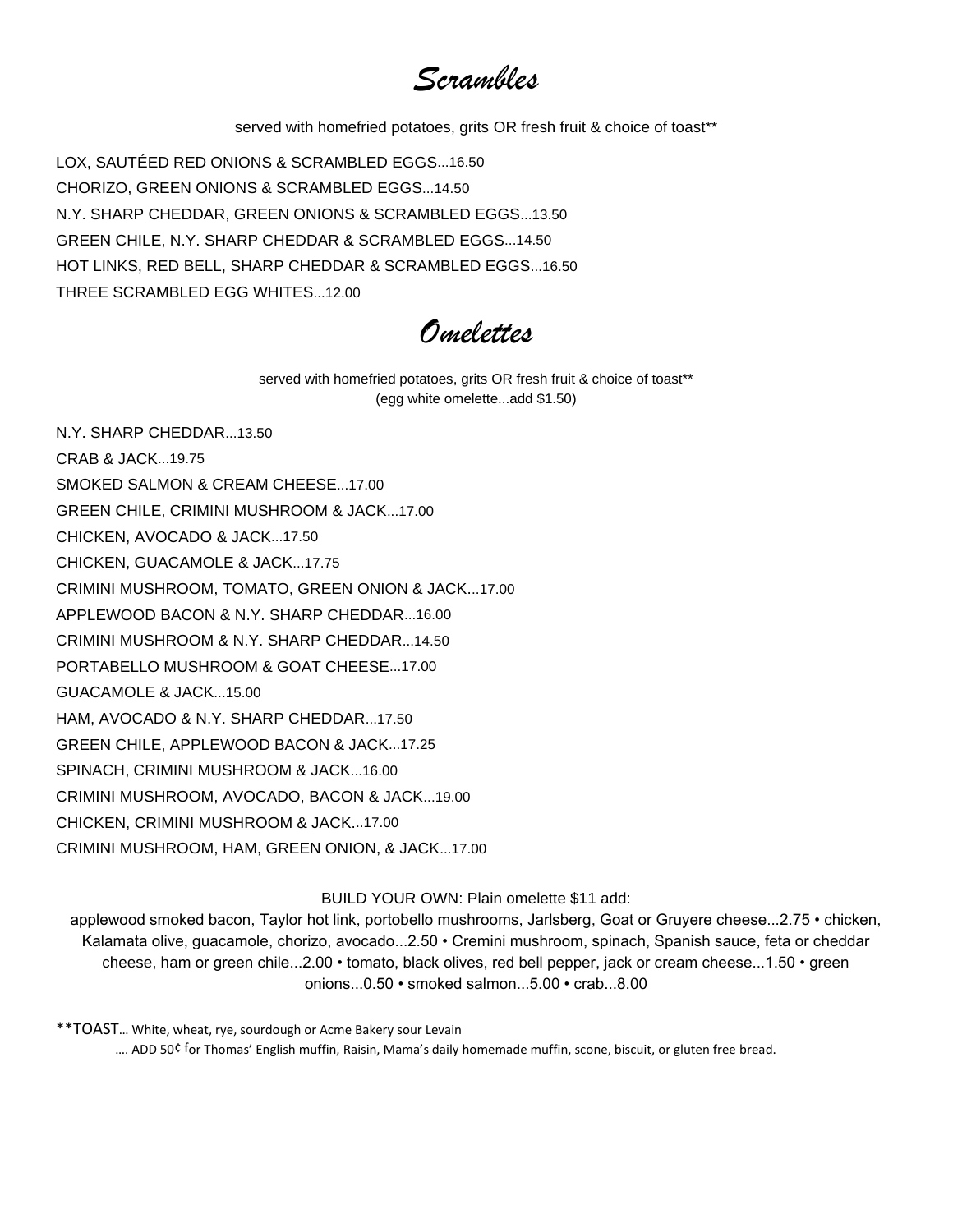# *Scrambles*

served with homefried potatoes, grits OR fresh fruit & choice of toast**

LOX, SAUTÉED RED ONIONS & SCRAMBLED EGGS...16.50

CHORIZO, GREEN ONIONS & SCRAMBLED EGGS...14.50

N.Y. SHARP CHEDDAR, GREEN ONIONS & SCRAMBLED EGGS...13.50

GREEN CHILE, N.Y. SHARP CHEDDAR & SCRAMBLED EGGS...14.50

HOT LINKS, RED BELL, SHARP CHEDDAR & SCRAMBLED EGGS...16.50

THREE SCRAMBLED EGG WHITES...12.00

# *Omelettes*

served with homefried potatoes, grits OR fresh fruit & choice of toast**
(egg white omelette...add $1.50)

N.Y. SHARP CHEDDAR...13.50

CRAB & JACK...19.75

SMOKED SALMON & CREAM CHEESE...17.00

GREEN CHILE, CRIMINI MUSHROOM & JACK...17.00

CHICKEN, AVOCADO & JACK...17.50

CHICKEN, GUACAMOLE & JACK...17.75

CRIMINI MUSHROOM, TOMATO, GREEN ONION & JACK...17.00

APPLEWOOD BACON & N.Y. SHARP CHEDDAR...16.00

CRIMINI MUSHROOM & N.Y. SHARP CHEDDAR...14.50

PORTABELLO MUSHROOM & GOAT CHEESE...17.00

GUACAMOLE & JACK...15.00

HAM, AVOCADO & N.Y. SHARP CHEDDAR...17.50

GREEN CHILE, APPLEWOOD BACON & JACK...17.25

SPINACH, CRIMINI MUSHROOM & JACK...16.00

CRIMINI MUSHROOM, AVOCADO, BACON & JACK...19.00

CHICKEN, CRIMINI MUSHROOM & JACK...17.00

CRIMINI MUSHROOM, HAM, GREEN ONION, & JACK...17.00

BUILD YOUR OWN: Plain omelette $11 add:

applewood smoked bacon, Taylor hot link, portobello mushrooms, Jarlsberg, Goat or Gruyere cheese...2.75 • chicken, Kalamata olive, guacamole, chorizo, avocado...2.50 • Cremini mushroom, spinach, Spanish sauce, feta or cheddar cheese, ham or green chile...2.00 • tomato, black olives, red bell pepper, jack or cream cheese...1.50 • green onions...0.50 • smoked salmon...5.00 • crab...8.00

**TOAST… White, wheat, rye, sourdough or Acme Bakery sour Levain

…. ADD 50¢ for Thomas' English muffin, Raisin, Mama's daily homemade muffin, scone, biscuit, or gluten free bread.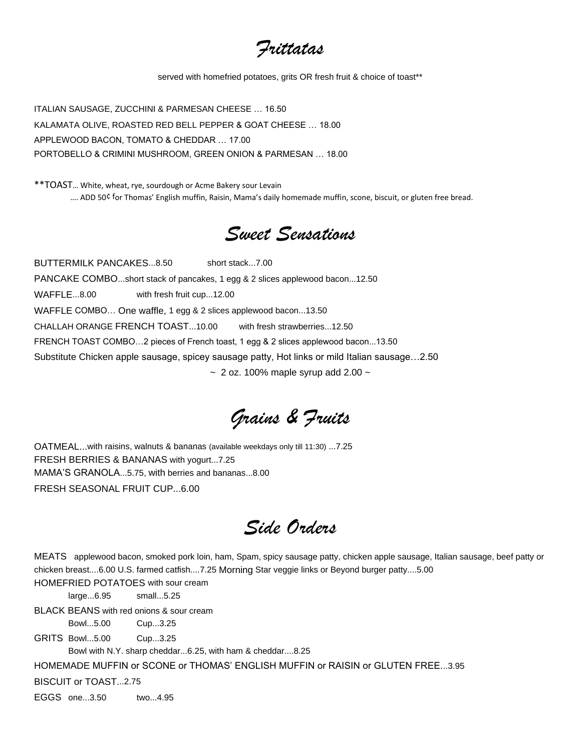# *Frittatas*

served with homefried potatoes, grits OR fresh fruit & choice of toast**

ITALIAN SAUSAGE, ZUCCHINI & PARMESAN CHEESE … 16.50

KALAMATA OLIVE, ROASTED RED BELL PEPPER & GOAT CHEESE … 18.00

APPLEWOOD BACON, TOMATO & CHEDDAR … 17.00

PORTOBELLO & CRIMINI MUSHROOM, GREEN ONION & PARMESAN … 18.00

**TOAST… White, wheat, rye, sourdough or Acme Bakery sour Levain

…. ADD 50¢ for Thomas' English muffin, Raisin, Mama's daily homemade muffin, scone, biscuit, or gluten free bread.

# *Sweet Sensations*

BUTTERMILK PANCAKES...8.50 short stack...7.00

PANCAKE COMBO...short stack of pancakes, 1 egg & 2 slices applewood bacon...12.50

WAFFLE...8.00 with fresh fruit cup...12.00

WAFFLE COMBO… One waffle, 1 egg & 2 slices applewood bacon...13.50

CHALLAH ORANGE FRENCH TOAST...10.00 with fresh strawberries...12.50

FRENCH TOAST COMBO…2 pieces of French toast, 1 egg & 2 slices applewood bacon...13.50

Substitute Chicken apple sausage, spicey sausage patty, Hot links or mild Italian sausage…2.50

~ 2 oz. 100% maple syrup add 2.00 ~

# *Grains & Fruits*

OATMEAL...with raisins, walnuts & bananas (available weekdays only till 11:30) ...7.25

FRESH BERRIES & BANANAS with yogurt...7.25

MAMA'S GRANOLA...5.75, with berries and bananas...8.00

FRESH SEASONAL FRUIT CUP...6.00

# *Side Orders*

MEATS applewood bacon, smoked pork loin, ham, Spam, spicy sausage patty, chicken apple sausage, Italian sausage, beef patty or chicken breast....6.00 U.S. farmed catfish....7.25 Morning Star veggie links or Beyond burger patty....5.00

HOMEFRIED POTATOES with sour cream

large...6.95 small...5.25

BLACK BEANS with red onions & sour cream

Bowl...5.00 Cup...3.25

GRITS Bowl...5.00 Cup...3.25

Bowl with N.Y. sharp cheddar...6.25, with ham & cheddar....8.25

HOMEMADE MUFFIN or SCONE or THOMAS' ENGLISH MUFFIN or RAISIN or GLUTEN FREE...3.95

BISCUIT or TOAST...2.75

EGGS one...3.50 two...4.95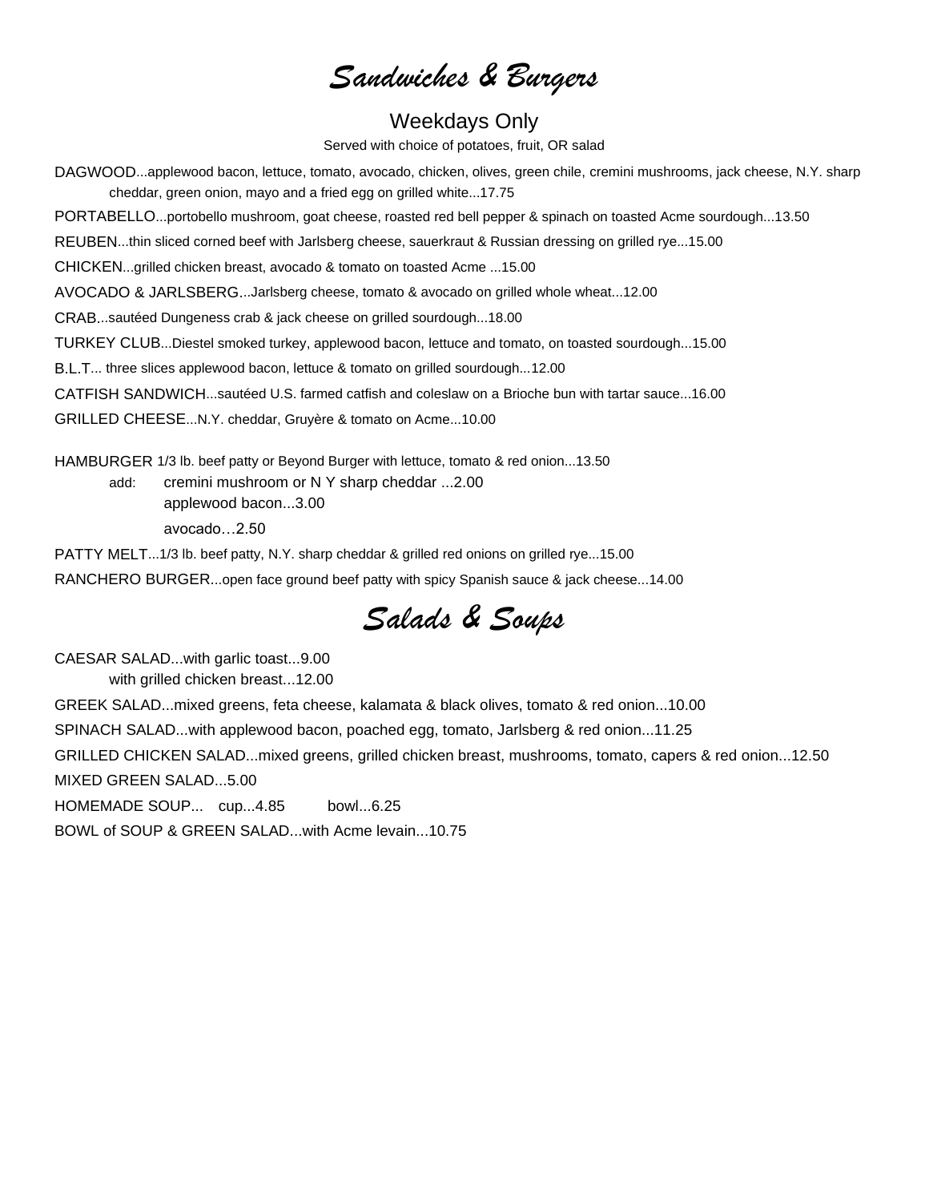# *Sandwiches & Burgers*

## Weekdays Only

Served with choice of potatoes, fruit, OR salad

DAGWOOD...applewood bacon, lettuce, tomato, avocado, chicken, olives, green chile, cremini mushrooms, jack cheese, N.Y. sharp cheddar, green onion, mayo and a fried egg on grilled white...17.75

PORTABELLO...portobello mushroom, goat cheese, roasted red bell pepper & spinach on toasted Acme sourdough...13.50

REUBEN...thin sliced corned beef with Jarlsberg cheese, sauerkraut & Russian dressing on grilled rye...15.00

CHICKEN...grilled chicken breast, avocado & tomato on toasted Acme ...15.00

AVOCADO & JARLSBERG...Jarlsberg cheese, tomato & avocado on grilled whole wheat...12.00

CRAB...sautéed Dungeness crab & jack cheese on grilled sourdough...18.00

TURKEY CLUB...Diestel smoked turkey, applewood bacon, lettuce and tomato, on toasted sourdough...15.00

B.L.T... three slices applewood bacon, lettuce & tomato on grilled sourdough...12.00

CATFISH SANDWICH...sautéed U.S. farmed catfish and coleslaw on a Brioche bun with tartar sauce...16.00

GRILLED CHEESE...N.Y. cheddar, Gruyère & tomato on Acme...10.00

HAMBURGER 1/3 lb. beef patty or Beyond Burger with lettuce, tomato & red onion...13.50

add: cremini mushroom or N Y sharp cheddar ...2.00
applewood bacon...3.00
avocado…2.50

PATTY MELT...1/3 lb. beef patty, N.Y. sharp cheddar & grilled red onions on grilled rye...15.00

RANCHERO BURGER...open face ground beef patty with spicy Spanish sauce & jack cheese...14.00

# *Salads & Soups*

CAESAR SALAD...with garlic toast...9.00
with grilled chicken breast...12.00

GREEK SALAD...mixed greens, feta cheese, kalamata & black olives, tomato & red onion...10.00

SPINACH SALAD...with applewood bacon, poached egg, tomato, Jarlsberg & red onion...11.25

GRILLED CHICKEN SALAD...mixed greens, grilled chicken breast, mushrooms, tomato, capers & red onion...12.50

MIXED GREEN SALAD...5.00

HOMEMADE SOUP... cup...4.85 bowl...6.25

BOWL of SOUP & GREEN SALAD...with Acme levain...10.75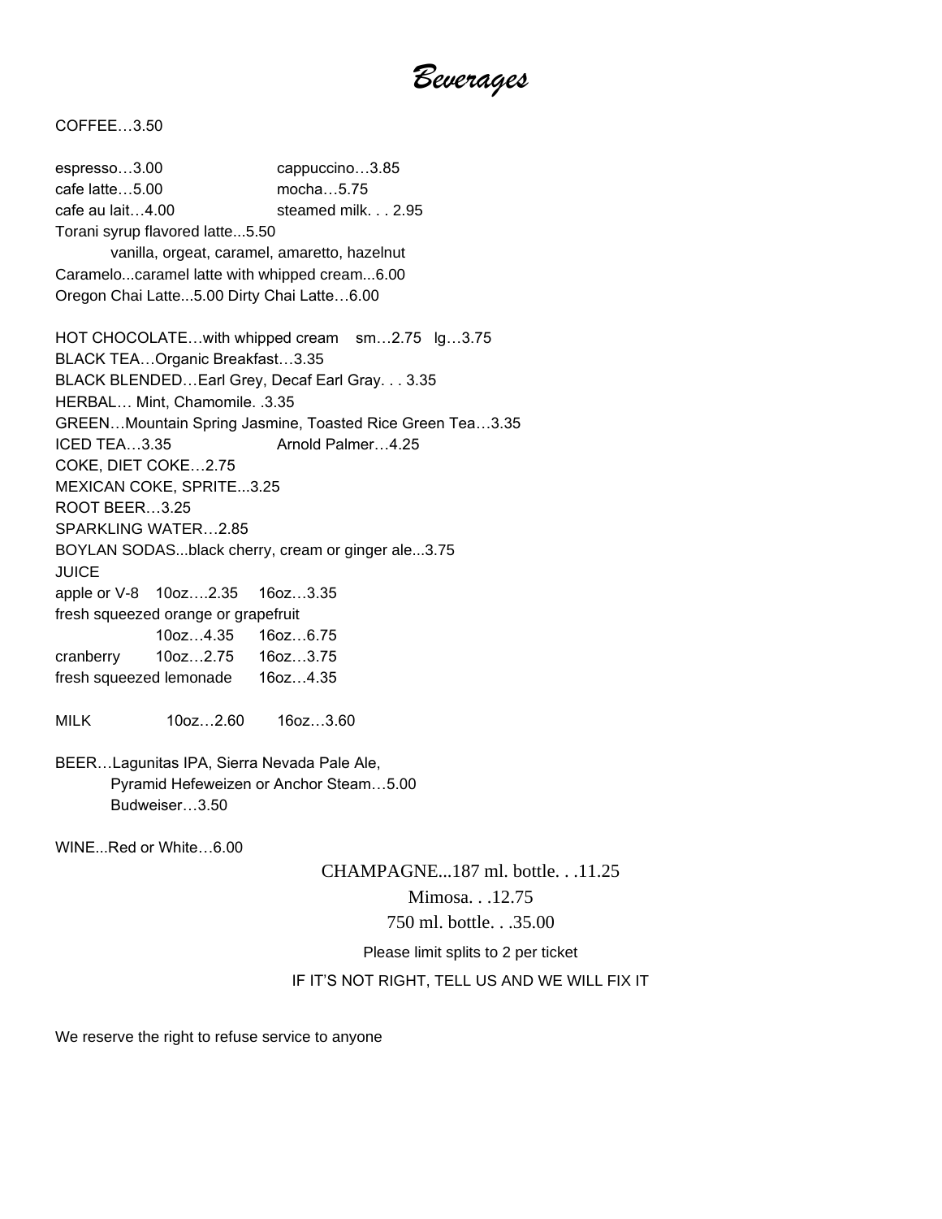# *Beverages*

COFFEE…3.50

espresso…3.00
cappuccino…3.85
cafe latte…5.00
mocha…5.75
cafe au lait…4.00
steamed milk. . . 2.95
Torani syrup flavored latte...5.50
vanilla, orgeat, caramel, amaretto, hazelnut
Caramelo...caramel latte with whipped cream...6.00
Oregon Chai Latte...5.00 Dirty Chai Latte…6.00

HOT CHOCOLATE…with whipped cream sm…2.75 lg…3.75
BLACK TEA…Organic Breakfast…3.35
BLACK BLENDED…Earl Grey, Decaf Earl Gray. . . 3.35
HERBAL… Mint, Chamomile. .3.35
GREEN…Mountain Spring Jasmine, Toasted Rice Green Tea…3.35
ICED TEA…3.35
Arnold Palmer…4.25
COKE, DIET COKE…2.75
MEXICAN COKE, SPRITE...3.25
ROOT BEER…3.25
SPARKLING WATER…2.85
BOYLAN SODAS...black cherry, cream or ginger ale...3.75
JUICE
apple or V-8 10oz….2.35 16oz…3.35
fresh squeezed orange or grapefruit
10oz…4.35 16oz…6.75
cranberry 10oz…2.75 16oz…3.75
fresh squeezed lemonade 16oz…4.35

MILK 10oz…2.60 16oz…3.60

BEER…Lagunitas IPA, Sierra Nevada Pale Ale,
Pyramid Hefeweizen or Anchor Steam…5.00
Budweiser…3.50

WINE...Red or White…6.00

CHAMPAGNE...187 ml. bottle. . .11.25
Mimosa. . .12.75
750 ml. bottle. . .35.00

Please limit splits to 2 per ticket

IF IT'S NOT RIGHT, TELL US AND WE WILL FIX IT

We reserve the right to refuse service to anyone